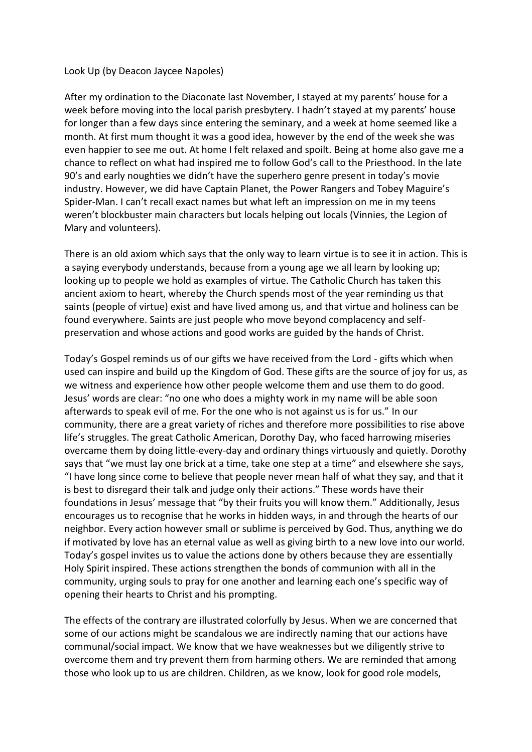Look Up (by Deacon Jaycee Napoles)

After my ordination to the Diaconate last November, I stayed at my parents' house for a week before moving into the local parish presbytery. I hadn't stayed at my parents' house for longer than a few days since entering the seminary, and a week at home seemed like a month. At first mum thought it was a good idea, however by the end of the week she was even happier to see me out. At home I felt relaxed and spoilt. Being at home also gave me a chance to reflect on what had inspired me to follow God's call to the Priesthood. In the late 90's and early noughties we didn't have the superhero genre present in today's movie industry. However, we did have Captain Planet, the Power Rangers and Tobey Maguire's Spider-Man. I can't recall exact names but what left an impression on me in my teens weren't blockbuster main characters but locals helping out locals (Vinnies, the Legion of Mary and volunteers).

There is an old axiom which says that the only way to learn virtue is to see it in action. This is a saying everybody understands, because from a young age we all learn by looking up; looking up to people we hold as examples of virtue. The Catholic Church has taken this ancient axiom to heart, whereby the Church spends most of the year reminding us that saints (people of virtue) exist and have lived among us, and that virtue and holiness can be found everywhere. Saints are just people who move beyond complacency and self-preservation and whose actions and good works are guided by the hands of Christ.

Today's Gospel reminds us of our gifts we have received from the Lord - gifts which when used can inspire and build up the Kingdom of God. These gifts are the source of joy for us, as we witness and experience how other people welcome them and use them to do good. Jesus' words are clear: "no one who does a mighty work in my name will be able soon afterwards to speak evil of me. For the one who is not against us is for us." In our community, there are a great variety of riches and therefore more possibilities to rise above life's struggles. The great Catholic American, Dorothy Day, who faced harrowing miseries overcame them by doing little-every-day and ordinary things virtuously and quietly. Dorothy says that "we must lay one brick at a time, take one step at a time" and elsewhere she says, "I have long since come to believe that people never mean half of what they say, and that it is best to disregard their talk and judge only their actions." These words have their foundations in Jesus' message that "by their fruits you will know them." Additionally, Jesus encourages us to recognise that he works in hidden ways, in and through the hearts of our neighbor. Every action however small or sublime is perceived by God. Thus, anything we do if motivated by love has an eternal value as well as giving birth to a new love into our world. Today's gospel invites us to value the actions done by others because they are essentially Holy Spirit inspired. These actions strengthen the bonds of communion with all in the community, urging souls to pray for one another and learning each one's specific way of opening their hearts to Christ and his prompting.

The effects of the contrary are illustrated colorfully by Jesus. When we are concerned that some of our actions might be scandalous we are indirectly naming that our actions have communal/social impact. We know that we have weaknesses but we diligently strive to overcome them and try prevent them from harming others. We are reminded that among those who look up to us are children. Children, as we know, look for good role models,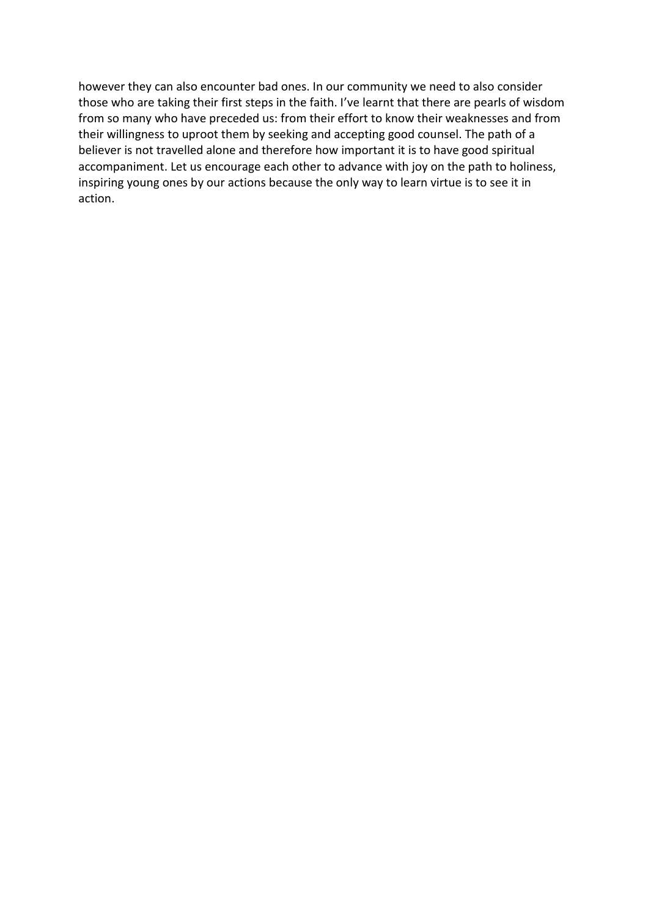however they can also encounter bad ones. In our community we need to also consider those who are taking their first steps in the faith. I've learnt that there are pearls of wisdom from so many who have preceded us: from their effort to know their weaknesses and from their willingness to uproot them by seeking and accepting good counsel. The path of a believer is not travelled alone and therefore how important it is to have good spiritual accompaniment. Let us encourage each other to advance with joy on the path to holiness, inspiring young ones by our actions because the only way to learn virtue is to see it in action.